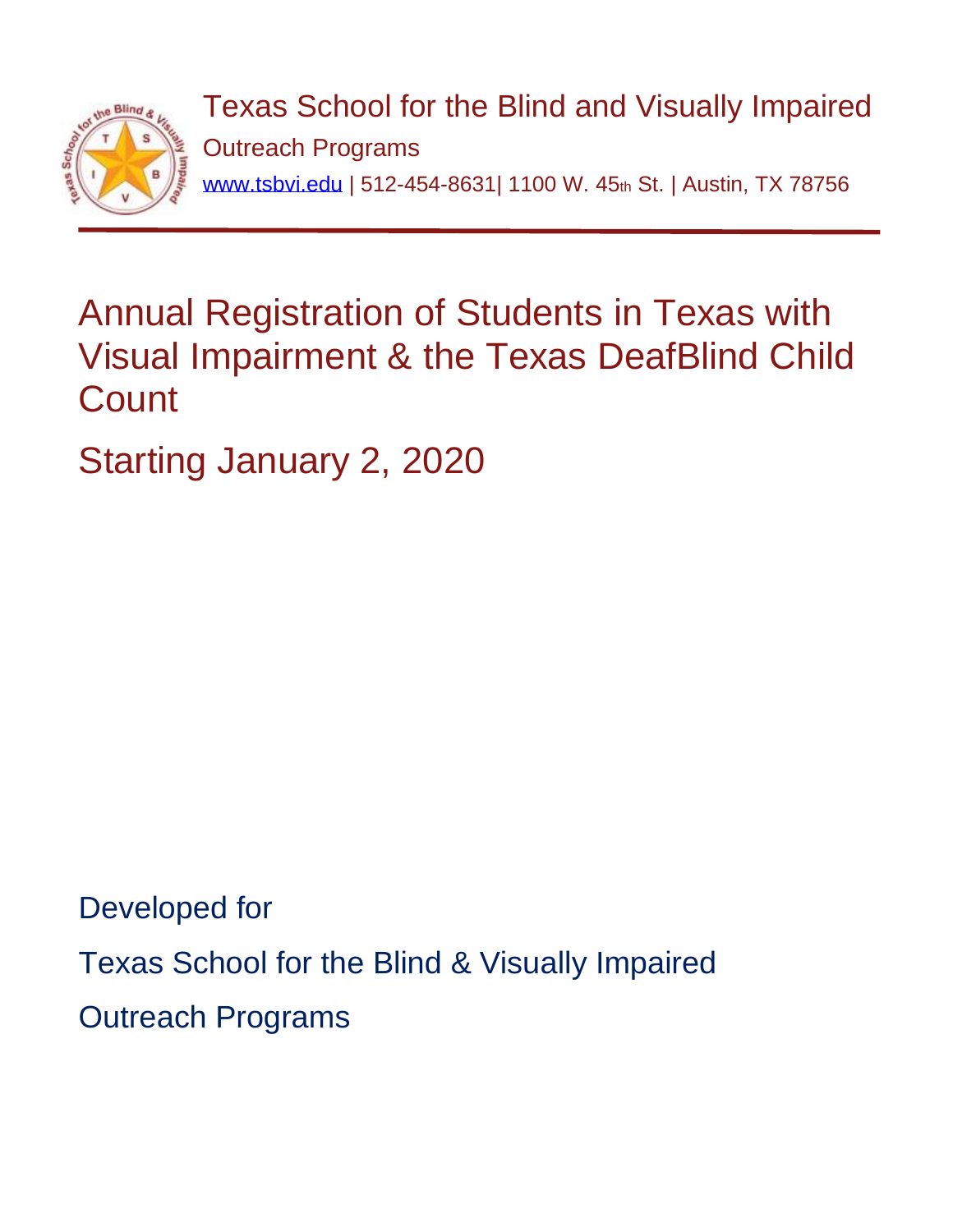Texas School for the Blind and Visually Impaired

Outreach Programs

www.tsbvi.edu | 512-454-8631| 1100 W. 45th St. | Austin, TX 78756

# Annual Registration of Students in Texas with Visual Impairment & the Texas DeafBlind Child Count

## Starting January 2, 2020

Developed for

Texas School for the Blind & Visually Impaired

Outreach Programs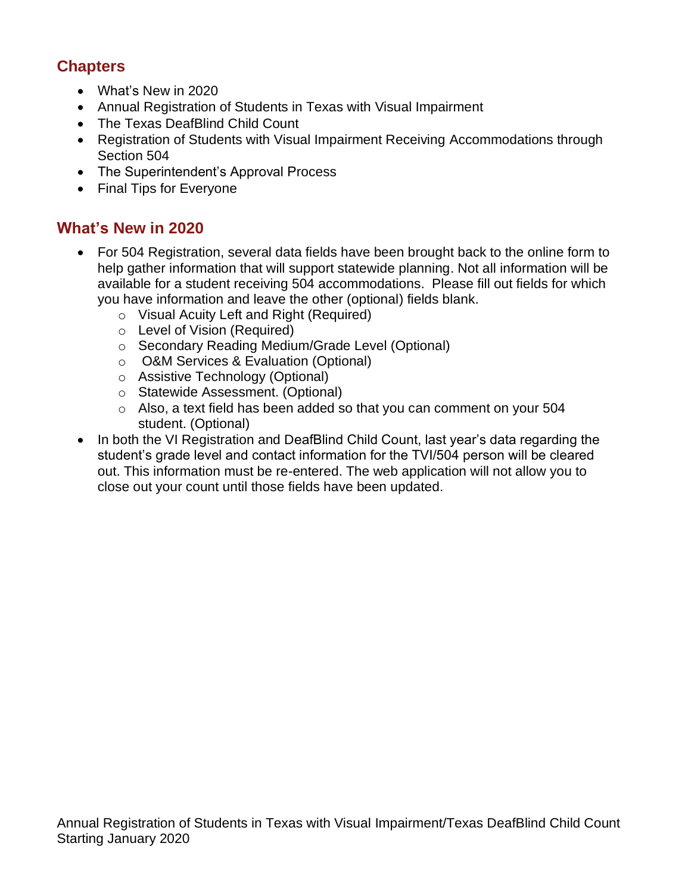## Chapters

- What's New in 2020
- Annual Registration of Students in Texas with Visual Impairment
- The Texas DeafBlind Child Count
- Registration of Students with Visual Impairment Receiving Accommodations through Section 504
- The Superintendent's Approval Process
- Final Tips for Everyone

## What's New in 2020

- For 504 Registration, several data fields have been brought back to the online form to help gather information that will support statewide planning. Not all information will be available for a student receiving 504 accommodations. Please fill out fields for which you have information and leave the other (optional) fields blank.
  - Visual Acuity Left and Right (Required)
  - Level of Vision (Required)
  - Secondary Reading Medium/Grade Level (Optional)
  - O&M Services & Evaluation (Optional)
  - Assistive Technology (Optional)
  - Statewide Assessment. (Optional)
  - Also, a text field has been added so that you can comment on your 504 student. (Optional)
- In both the VI Registration and DeafBlind Child Count, last year's data regarding the student's grade level and contact information for the TVI/504 person will be cleared out. This information must be re-entered. The web application will not allow you to close out your count until those fields have been updated.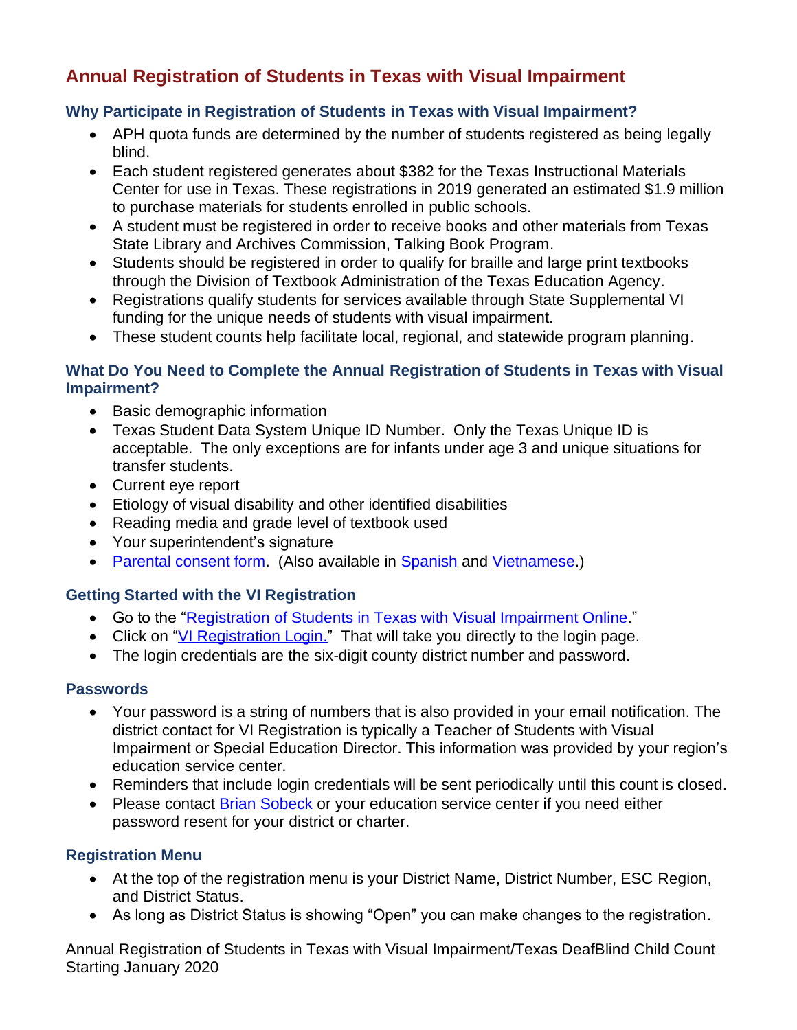## Annual Registration of Students in Texas with Visual Impairment

### Why Participate in Registration of Students in Texas with Visual Impairment?

- APH quota funds are determined by the number of students registered as being legally blind.
- Each student registered generates about $382 for the Texas Instructional Materials Center for use in Texas. These registrations in 2019 generated an estimated $1.9 million to purchase materials for students enrolled in public schools.
- A student must be registered in order to receive books and other materials from Texas State Library and Archives Commission, Talking Book Program.
- Students should be registered in order to qualify for braille and large print textbooks through the Division of Textbook Administration of the Texas Education Agency.
- Registrations qualify students for services available through State Supplemental VI funding for the unique needs of students with visual impairment.
- These student counts help facilitate local, regional, and statewide program planning.

### What Do You Need to Complete the Annual Registration of Students in Texas with Visual Impairment?

- Basic demographic information
- Texas Student Data System Unique ID Number. Only the Texas Unique ID is acceptable. The only exceptions are for infants under age 3 and unique situations for transfer students.
- Current eye report
- Etiology of visual disability and other identified disabilities
- Reading media and grade level of textbook used
- Your superintendent's signature
- Parental consent form. (Also available in Spanish and Vietnamese.)

### Getting Started with the VI Registration

- Go to the "Registration of Students in Texas with Visual Impairment Online."
- Click on "VI Registration Login." That will take you directly to the login page.
- The login credentials are the six-digit county district number and password.

### Passwords

- Your password is a string of numbers that is also provided in your email notification. The district contact for VI Registration is typically a Teacher of Students with Visual Impairment or Special Education Director. This information was provided by your region's education service center.
- Reminders that include login credentials will be sent periodically until this count is closed.
- Please contact Brian Sobeck or your education service center if you need either password resent for your district or charter.

### Registration Menu

- At the top of the registration menu is your District Name, District Number, ESC Region, and District Status.
- As long as District Status is showing "Open" you can make changes to the registration.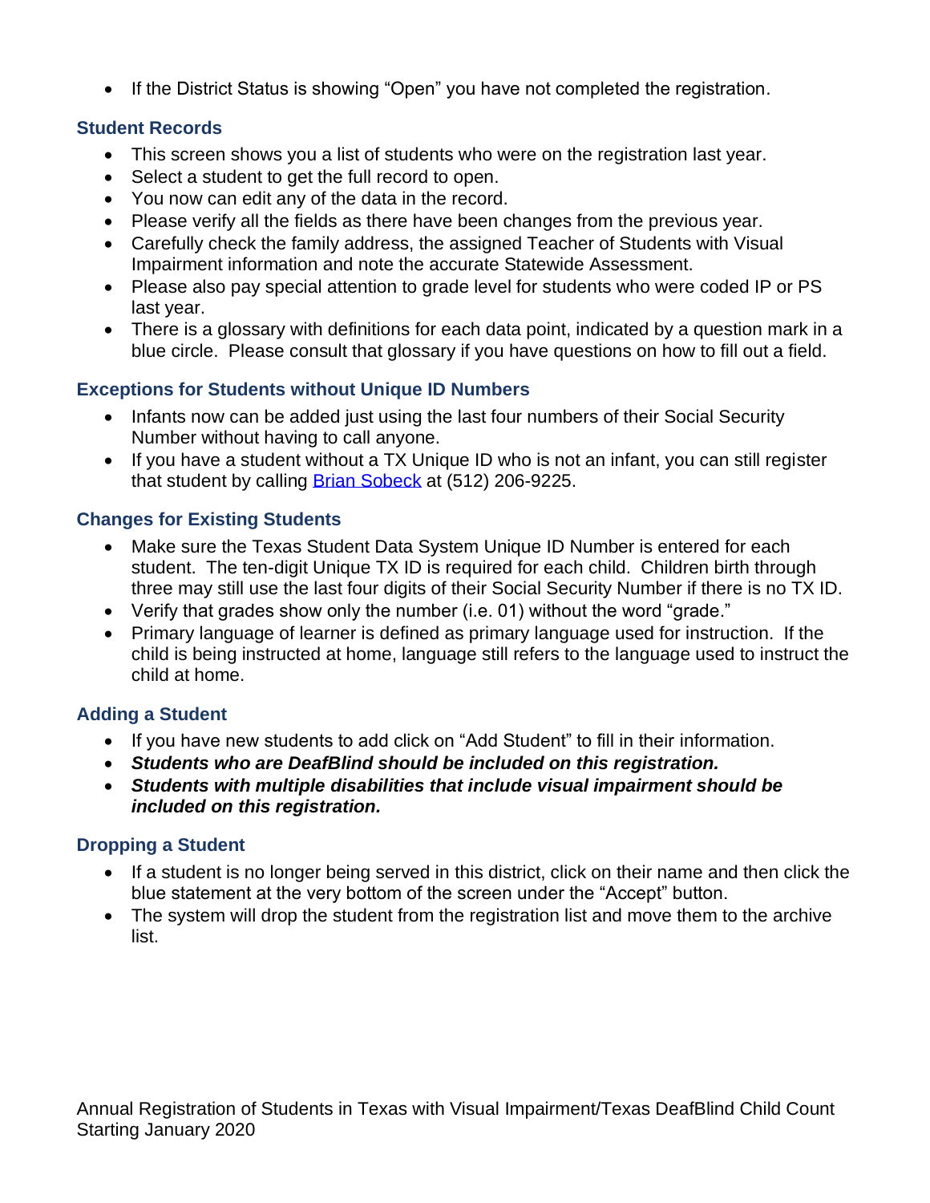- If the District Status is showing “Open” you have not completed the registration.

### Student Records

- This screen shows you a list of students who were on the registration last year.
- Select a student to get the full record to open.
- You now can edit any of the data in the record.
- Please verify all the fields as there have been changes from the previous year.
- Carefully check the family address, the assigned Teacher of Students with Visual Impairment information and note the accurate Statewide Assessment.
- Please also pay special attention to grade level for students who were coded IP or PS last year.
- There is a glossary with definitions for each data point, indicated by a question mark in a blue circle. Please consult that glossary if you have questions on how to fill out a field.

### Exceptions for Students without Unique ID Numbers

- Infants now can be added just using the last four numbers of their Social Security Number without having to call anyone.
- If you have a student without a TX Unique ID who is not an infant, you can still register that student by calling Brian Sobeck at (512) 206-9225.

### Changes for Existing Students

- Make sure the Texas Student Data System Unique ID Number is entered for each student. The ten-digit Unique TX ID is required for each child. Children birth through three may still use the last four digits of their Social Security Number if there is no TX ID.
- Verify that grades show only the number (i.e. 01) without the word “grade.”
- Primary language of learner is defined as primary language used for instruction. If the child is being instructed at home, language still refers to the language used to instruct the child at home.

### Adding a Student

- If you have new students to add click on “Add Student” to fill in their information.
- ***Students who are DeafBlind should be included on this registration.***
- ***Students with multiple disabilities that include visual impairment should be included on this registration.***

### Dropping a Student

- If a student is no longer being served in this district, click on their name and then click the blue statement at the very bottom of the screen under the “Accept” button.
- The system will drop the student from the registration list and move them to the archive list.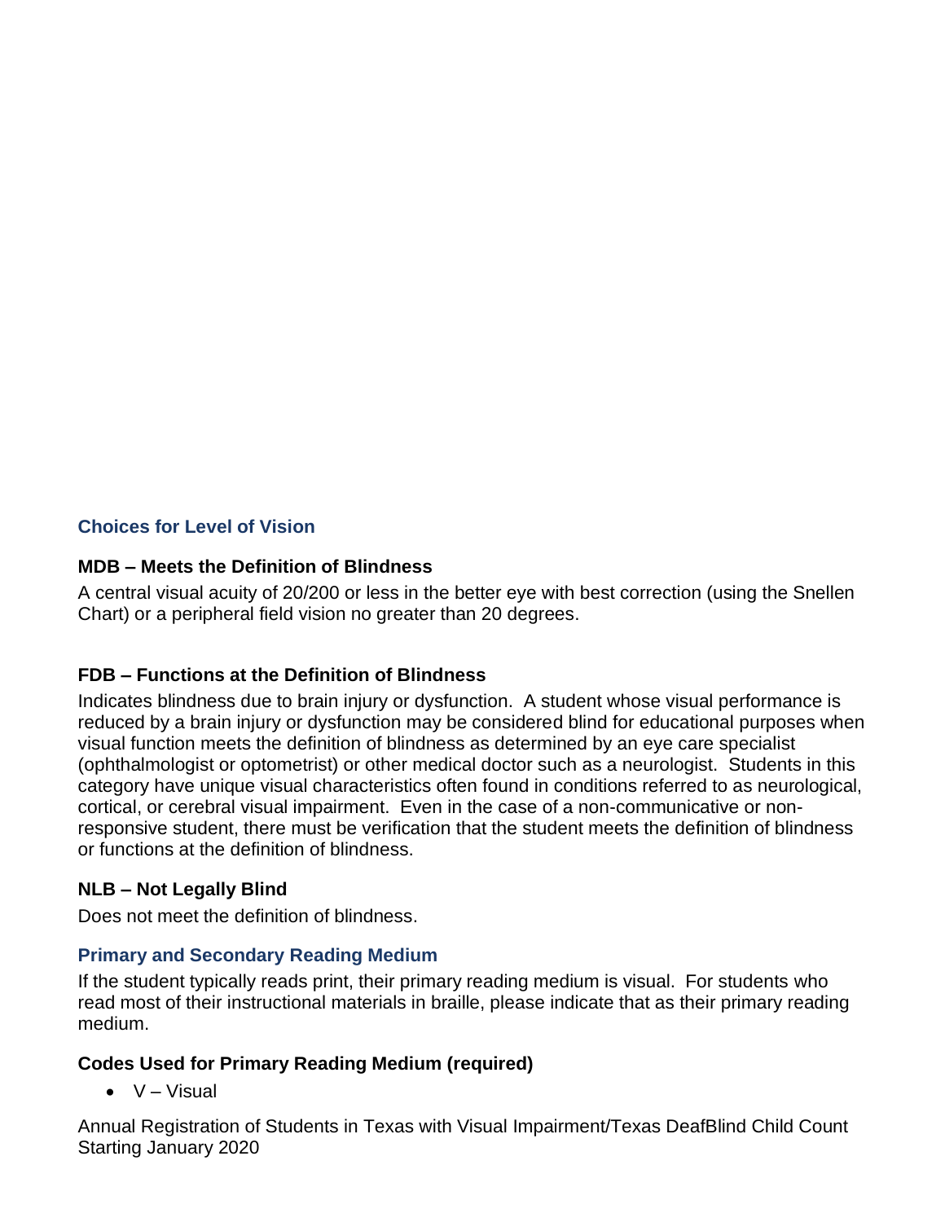## Choices for Level of Vision

### MDB – Meets the Definition of Blindness

A central visual acuity of 20/200 or less in the better eye with best correction (using the Snellen Chart) or a peripheral field vision no greater than 20 degrees.

### FDB – Functions at the Definition of Blindness

Indicates blindness due to brain injury or dysfunction. A student whose visual performance is reduced by a brain injury or dysfunction may be considered blind for educational purposes when visual function meets the definition of blindness as determined by an eye care specialist (ophthalmologist or optometrist) or other medical doctor such as a neurologist. Students in this category have unique visual characteristics often found in conditions referred to as neurological, cortical, or cerebral visual impairment. Even in the case of a non-communicative or non-responsive student, there must be verification that the student meets the definition of blindness or functions at the definition of blindness.

### NLB – Not Legally Blind

Does not meet the definition of blindness.

## Primary and Secondary Reading Medium

If the student typically reads print, their primary reading medium is visual. For students who read most of their instructional materials in braille, please indicate that as their primary reading medium.

### Codes Used for Primary Reading Medium (required)

- V – Visual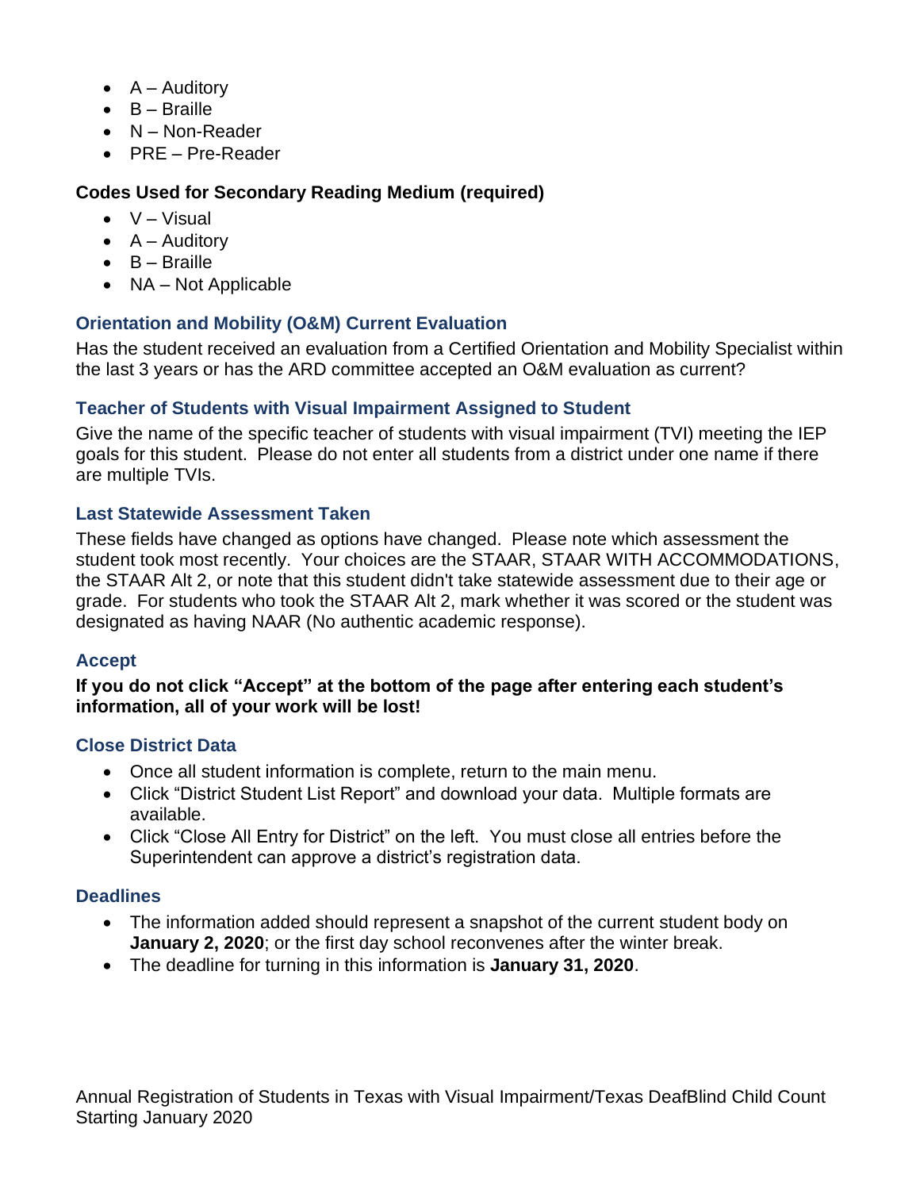- A – Auditory
- B – Braille
- N – Non-Reader
- PRE – Pre-Reader

**Codes Used for Secondary Reading Medium (required)**

- V – Visual
- A – Auditory
- B – Braille
- NA – Not Applicable

### Orientation and Mobility (O&M) Current Evaluation

Has the student received an evaluation from a Certified Orientation and Mobility Specialist within the last 3 years or has the ARD committee accepted an O&M evaluation as current?

### Teacher of Students with Visual Impairment Assigned to Student

Give the name of the specific teacher of students with visual impairment (TVI) meeting the IEP goals for this student. Please do not enter all students from a district under one name if there are multiple TVIs.

### Last Statewide Assessment Taken

These fields have changed as options have changed. Please note which assessment the student took most recently. Your choices are the STAAR, STAAR WITH ACCOMMODATIONS, the STAAR Alt 2, or note that this student didn't take statewide assessment due to their age or grade. For students who took the STAAR Alt 2, mark whether it was scored or the student was designated as having NAAR (No authentic academic response).

### Accept

**If you do not click "Accept" at the bottom of the page after entering each student's information, all of your work will be lost!**

### Close District Data

- Once all student information is complete, return to the main menu.
- Click "District Student List Report" and download your data. Multiple formats are available.
- Click "Close All Entry for District" on the left. You must close all entries before the Superintendent can approve a district's registration data.

### Deadlines

- The information added should represent a snapshot of the current student body on **January 2, 2020**; or the first day school reconvenes after the winter break.
- The deadline for turning in this information is **January 31, 2020**.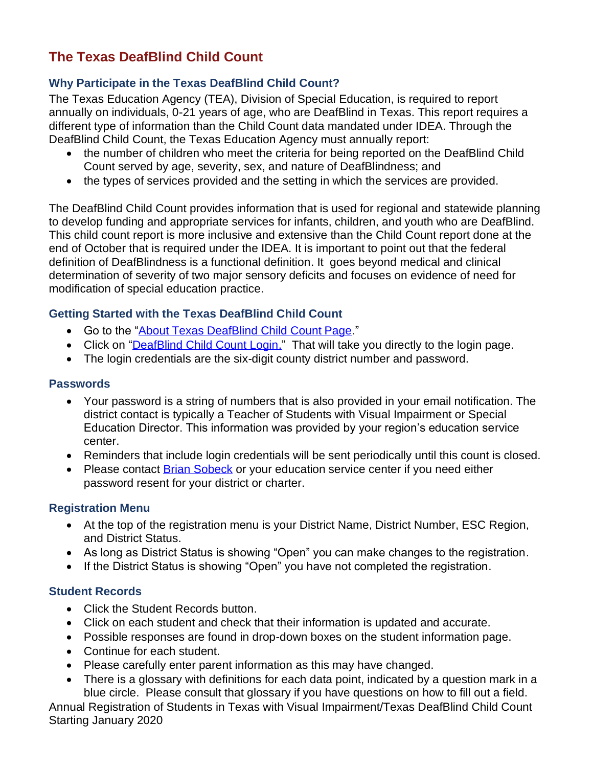# The Texas DeafBlind Child Count

### Why Participate in the Texas DeafBlind Child Count?

The Texas Education Agency (TEA), Division of Special Education, is required to report annually on individuals, 0-21 years of age, who are DeafBlind in Texas. This report requires a different type of information than the Child Count data mandated under IDEA. Through the DeafBlind Child Count, the Texas Education Agency must annually report:

- the number of children who meet the criteria for being reported on the DeafBlind Child Count served by age, severity, sex, and nature of DeafBlindness; and
- the types of services provided and the setting in which the services are provided.

The DeafBlind Child Count provides information that is used for regional and statewide planning to develop funding and appropriate services for infants, children, and youth who are DeafBlind. This child count report is more inclusive and extensive than the Child Count report done at the end of October that is required under the IDEA. It is important to point out that the federal definition of DeafBlindness is a functional definition. It goes beyond medical and clinical determination of severity of two major sensory deficits and focuses on evidence of need for modification of special education practice.

### Getting Started with the Texas DeafBlind Child Count

- Go to the "About Texas DeafBlind Child Count Page."
- Click on "DeafBlind Child Count Login." That will take you directly to the login page.
- The login credentials are the six-digit county district number and password.

### Passwords

- Your password is a string of numbers that is also provided in your email notification. The district contact is typically a Teacher of Students with Visual Impairment or Special Education Director. This information was provided by your region's education service center.
- Reminders that include login credentials will be sent periodically until this count is closed.
- Please contact Brian Sobeck or your education service center if you need either password resent for your district or charter.

### Registration Menu

- At the top of the registration menu is your District Name, District Number, ESC Region, and District Status.
- As long as District Status is showing "Open" you can make changes to the registration.
- If the District Status is showing "Open" you have not completed the registration.

### Student Records

- Click the Student Records button.
- Click on each student and check that their information is updated and accurate.
- Possible responses are found in drop-down boxes on the student information page.
- Continue for each student.
- Please carefully enter parent information as this may have changed.
- There is a glossary with definitions for each data point, indicated by a question mark in a blue circle. Please consult that glossary if you have questions on how to fill out a field.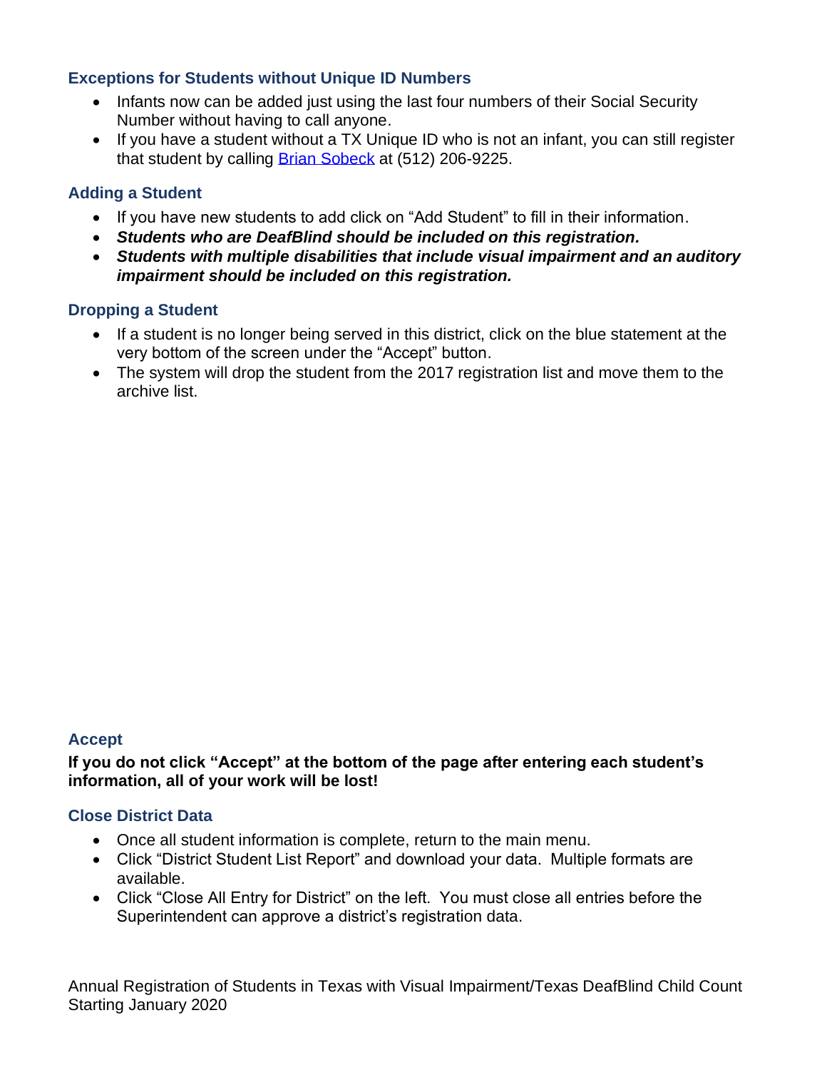### Exceptions for Students without Unique ID Numbers

- Infants now can be added just using the last four numbers of their Social Security Number without having to call anyone.
- If you have a student without a TX Unique ID who is not an infant, you can still register that student by calling Brian Sobeck at (512) 206-9225.

### Adding a Student

- If you have new students to add click on “Add Student” to fill in their information.
- ***Students who are DeafBlind should be included on this registration.***
- ***Students with multiple disabilities that include visual impairment and an auditory impairment should be included on this registration.***

### Dropping a Student

- If a student is no longer being served in this district, click on the blue statement at the very bottom of the screen under the “Accept” button.
- The system will drop the student from the 2017 registration list and move them to the archive list.

### Accept

**If you do not click “Accept” at the bottom of the page after entering each student’s information, all of your work will be lost!**

### Close District Data

- Once all student information is complete, return to the main menu.
- Click “District Student List Report” and download your data. Multiple formats are available.
- Click “Close All Entry for District” on the left. You must close all entries before the Superintendent can approve a district’s registration data.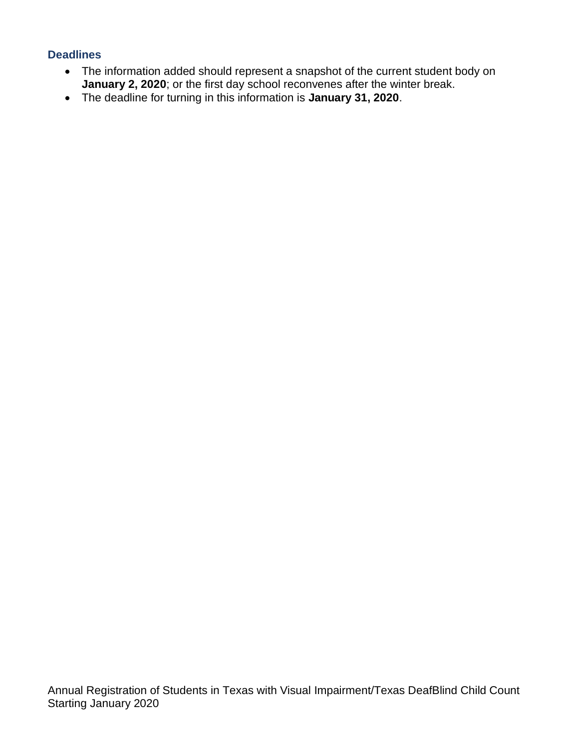### Deadlines

- The information added should represent a snapshot of the current student body on **January 2, 2020**; or the first day school reconvenes after the winter break.
- The deadline for turning in this information is **January 31, 2020**.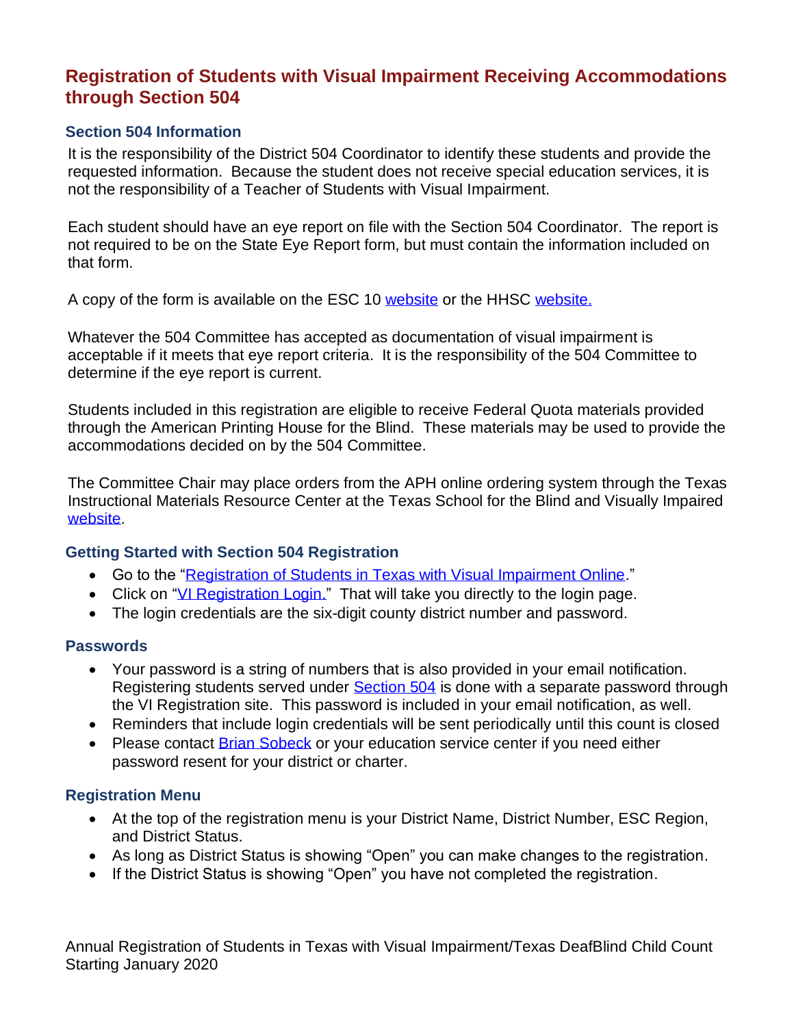## Registration of Students with Visual Impairment Receiving Accommodations through Section 504

### Section 504 Information

It is the responsibility of the District 504 Coordinator to identify these students and provide the requested information. Because the student does not receive special education services, it is not the responsibility of a Teacher of Students with Visual Impairment.

Each student should have an eye report on file with the Section 504 Coordinator. The report is not required to be on the State Eye Report form, but must contain the information included on that form.

A copy of the form is available on the ESC 10 website or the HHSC website.

Whatever the 504 Committee has accepted as documentation of visual impairment is acceptable if it meets that eye report criteria. It is the responsibility of the 504 Committee to determine if the eye report is current.

Students included in this registration are eligible to receive Federal Quota materials provided through the American Printing House for the Blind. These materials may be used to provide the accommodations decided on by the 504 Committee.

The Committee Chair may place orders from the APH online ordering system through the Texas Instructional Materials Resource Center at the Texas School for the Blind and Visually Impaired website.

### Getting Started with Section 504 Registration

- Go to the "Registration of Students in Texas with Visual Impairment Online."
- Click on "VI Registration Login." That will take you directly to the login page.
- The login credentials are the six-digit county district number and password.

### Passwords

- Your password is a string of numbers that is also provided in your email notification. Registering students served under Section 504 is done with a separate password through the VI Registration site. This password is included in your email notification, as well.
- Reminders that include login credentials will be sent periodically until this count is closed
- Please contact Brian Sobeck or your education service center if you need either password resent for your district or charter.

### Registration Menu

- At the top of the registration menu is your District Name, District Number, ESC Region, and District Status.
- As long as District Status is showing "Open" you can make changes to the registration.
- If the District Status is showing "Open" you have not completed the registration.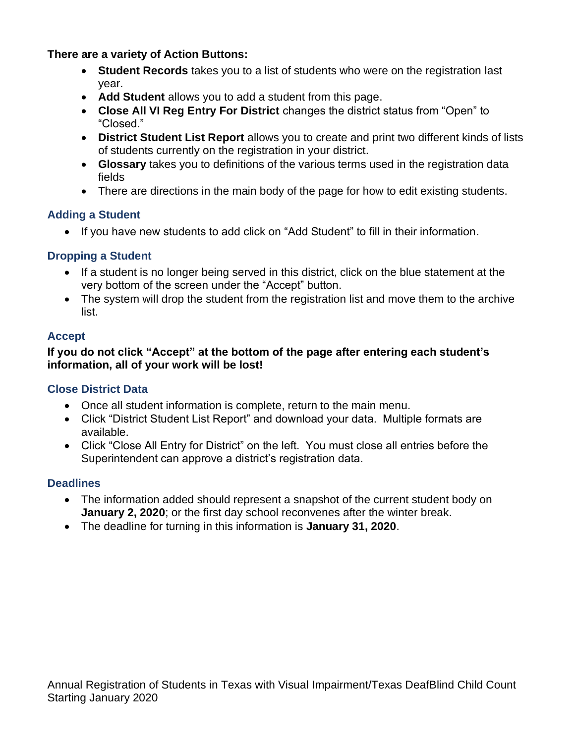**There are a variety of Action Buttons:**

- **Student Records** takes you to a list of students who were on the registration last year.
- **Add Student** allows you to add a student from this page.
- **Close All VI Reg Entry For District** changes the district status from "Open" to "Closed."
- **District Student List Report** allows you to create and print two different kinds of lists of students currently on the registration in your district.
- **Glossary** takes you to definitions of the various terms used in the registration data fields
- There are directions in the main body of the page for how to edit existing students.

### Adding a Student

- If you have new students to add click on "Add Student" to fill in their information.

### Dropping a Student

- If a student is no longer being served in this district, click on the blue statement at the very bottom of the screen under the "Accept" button.
- The system will drop the student from the registration list and move them to the archive list.

### Accept

**If you do not click "Accept" at the bottom of the page after entering each student's information, all of your work will be lost!**

### Close District Data

- Once all student information is complete, return to the main menu.
- Click "District Student List Report" and download your data. Multiple formats are available.
- Click "Close All Entry for District" on the left. You must close all entries before the Superintendent can approve a district's registration data.

### Deadlines

- The information added should represent a snapshot of the current student body on **January 2, 2020**; or the first day school reconvenes after the winter break.
- The deadline for turning in this information is **January 31, 2020**.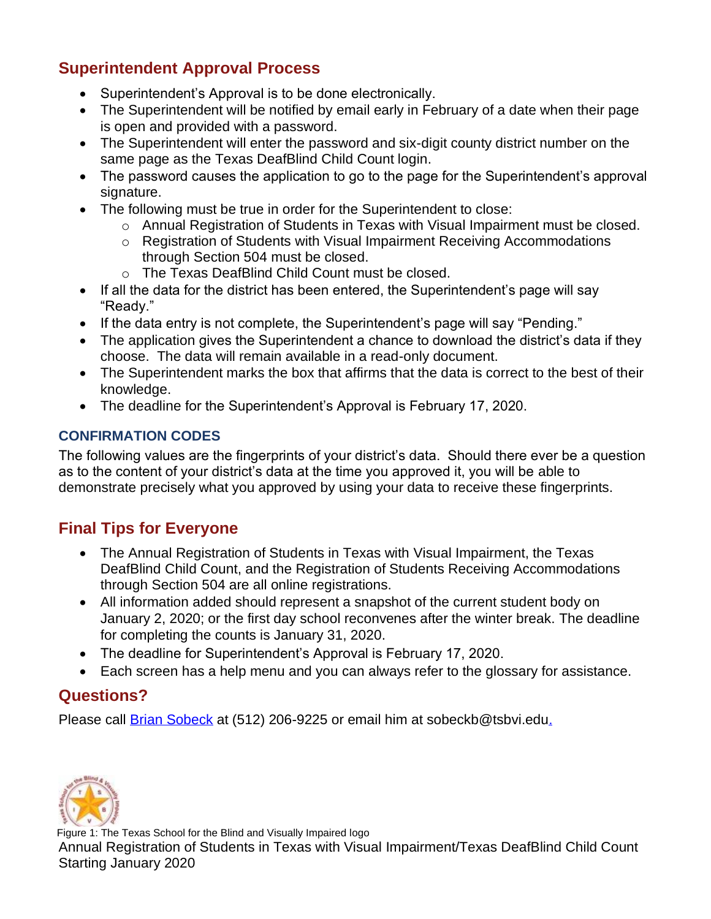## Superintendent Approval Process

- Superintendent's Approval is to be done electronically.
- The Superintendent will be notified by email early in February of a date when their page is open and provided with a password.
- The Superintendent will enter the password and six-digit county district number on the same page as the Texas DeafBlind Child Count login.
- The password causes the application to go to the page for the Superintendent's approval signature.
- The following must be true in order for the Superintendent to close:
  - Annual Registration of Students in Texas with Visual Impairment must be closed.
  - Registration of Students with Visual Impairment Receiving Accommodations through Section 504 must be closed.
  - The Texas DeafBlind Child Count must be closed.
- If all the data for the district has been entered, the Superintendent's page will say "Ready."
- If the data entry is not complete, the Superintendent's page will say "Pending."
- The application gives the Superintendent a chance to download the district's data if they choose. The data will remain available in a read-only document.
- The Superintendent marks the box that affirms that the data is correct to the best of their knowledge.
- The deadline for the Superintendent's Approval is February 17, 2020.

### CONFIRMATION CODES

The following values are the fingerprints of your district's data. Should there ever be a question as to the content of your district's data at the time you approved it, you will be able to demonstrate precisely what you approved by using your data to receive these fingerprints.

## Final Tips for Everyone

- The Annual Registration of Students in Texas with Visual Impairment, the Texas DeafBlind Child Count, and the Registration of Students Receiving Accommodations through Section 504 are all online registrations.
- All information added should represent a snapshot of the current student body on January 2, 2020; or the first day school reconvenes after the winter break. The deadline for completing the counts is January 31, 2020.
- The deadline for Superintendent's Approval is February 17, 2020.
- Each screen has a help menu and you can always refer to the glossary for assistance.

## Questions?

Please call [Brian Sobeck](#) at (512) 206-9225 or email him at sobeckb@tsbvi.edu.

Figure 1: The Texas School for the Blind and Visually Impaired logo